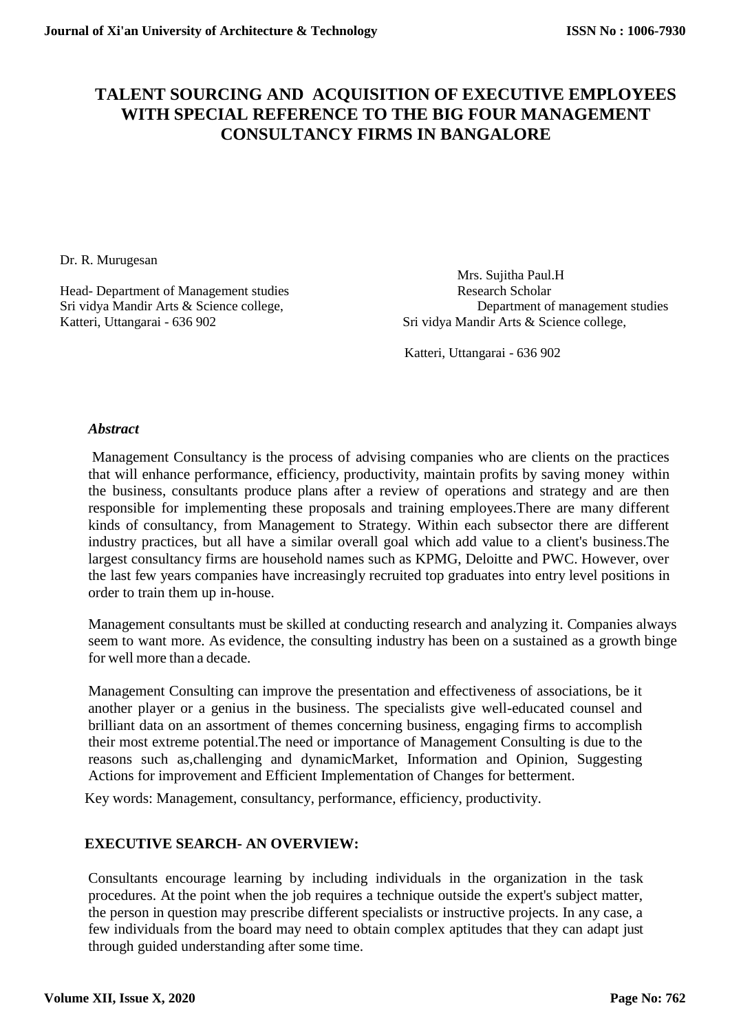# TALENT SOURCING AND ACQUISITION OF EXECUTIVE EMPLOYEES WITH SPECIAL REFERENCE TO THE BIG FOUR MANAGEMENT CONSULTANCY FIRMS IN BANGALORE

Dr. R. Murugesan

Head- Department of Management studies
Sri vidya Mandir Arts & Science college,
Katteri, Uttangarai - 636 902

Mrs. Sujitha Paul.H
Research Scholar
Department of management studies
Sri vidya Mandir Arts & Science college,
Katteri, Uttangarai - 636 902

### *Abstract*

Management Consultancy is the process of advising companies who are clients on the practices that will enhance performance, efficiency, productivity, maintain profits by saving money within the business, consultants produce plans after a review of operations and strategy and are then responsible for implementing these proposals and training employees.There are many different kinds of consultancy, from Management to Strategy. Within each subsector there are different industry practices, but all have a similar overall goal which add value to a client's business.The largest consultancy firms are household names such as KPMG, Deloitte and PWC. However, over the last few years companies have increasingly recruited top graduates into entry level positions in order to train them up in-house.

Management consultants must be skilled at conducting research and analyzing it. Companies always seem to want more. As evidence, the consulting industry has been on a sustained as a growth binge for well more than a decade.

Management Consulting can improve the presentation and effectiveness of associations, be it another player or a genius in the business. The specialists give well-educated counsel and brilliant data on an assortment of themes concerning business, engaging firms to accomplish their most extreme potential.The need or importance of Management Consulting is due to the reasons such as,challenging and dynamicMarket, Information and Opinion, Suggesting Actions for improvement and Efficient Implementation of Changes for betterment.

Key words: Management, consultancy, performance, efficiency, productivity.

## EXECUTIVE SEARCH- AN OVERVIEW:

Consultants encourage learning by including individuals in the organization in the task procedures. At the point when the job requires a technique outside the expert's subject matter, the person in question may prescribe different specialists or instructive projects. In any case, a few individuals from the board may need to obtain complex aptitudes that they can adapt just through guided understanding after some time.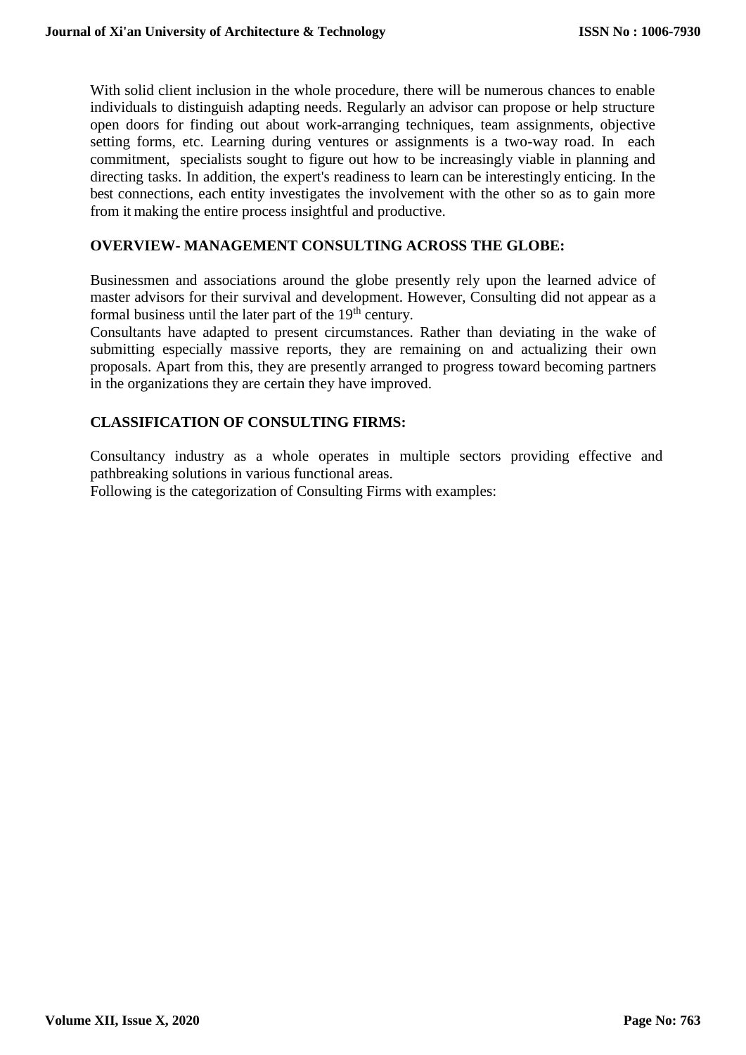With solid client inclusion in the whole procedure, there will be numerous chances to enable individuals to distinguish adapting needs. Regularly an advisor can propose or help structure open doors for finding out about work-arranging techniques, team assignments, objective setting forms, etc. Learning during ventures or assignments is a two-way road. In each commitment, specialists sought to figure out how to be increasingly viable in planning and directing tasks. In addition, the expert's readiness to learn can be interestingly enticing. In the best connections, each entity investigates the involvement with the other so as to gain more from it making the entire process insightful and productive.

## OVERVIEW- MANAGEMENT CONSULTING ACROSS THE GLOBE:

Businessmen and associations around the globe presently rely upon the learned advice of master advisors for their survival and development. However, Consulting did not appear as a formal business until the later part of the 19$^{th}$ century.

Consultants have adapted to present circumstances. Rather than deviating in the wake of submitting especially massive reports, they are remaining on and actualizing their own proposals. Apart from this, they are presently arranged to progress toward becoming partners in the organizations they are certain they have improved.

## CLASSIFICATION OF CONSULTING FIRMS:

Consultancy industry as a whole operates in multiple sectors providing effective and pathbreaking solutions in various functional areas.

Following is the categorization of Consulting Firms with examples: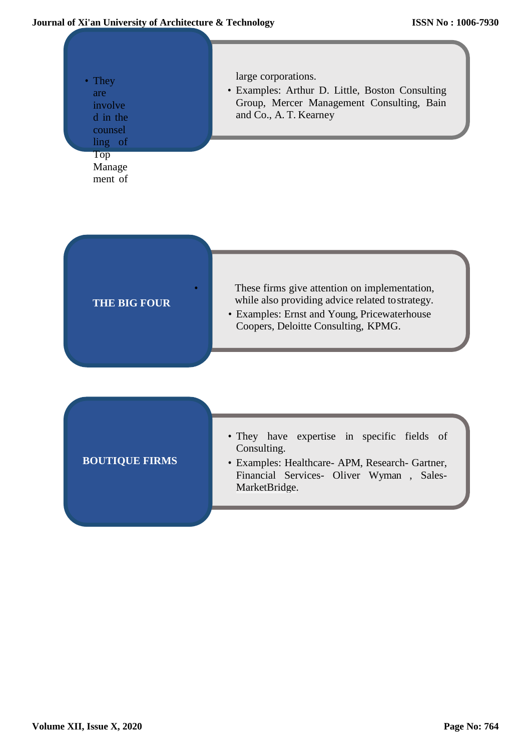- They are involved in the counselling of Top Management of large corporations.
- Examples: Arthur D. Little, Boston Consulting Group, Mercer Management Consulting, Bain and Co., A. T. Kearney

**THE BIG FOUR**

- These firms give attention on implementation, while also providing advice related to strategy.
- Examples: Ernst and Young, Pricewaterhouse Coopers, Deloitte Consulting, KPMG.

**BOUTIQUE FIRMS**

- They have expertise in specific fields of Consulting.
- Examples: Healthcare- APM, Research- Gartner, Financial Services- Oliver Wyman , Sales- MarketBridge.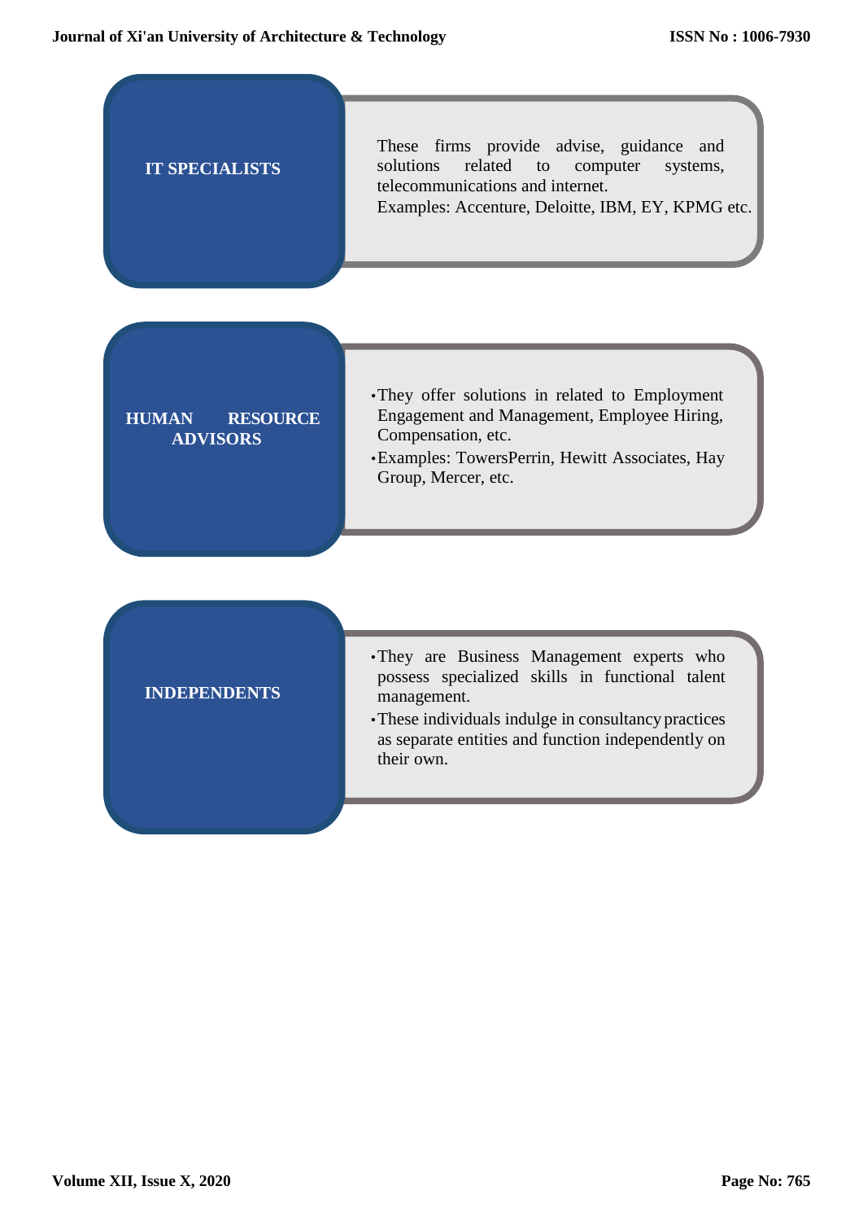**IT SPECIALISTS**

These firms provide advise, guidance and solutions related to computer systems, telecommunications and internet.
Examples: Accenture, Deloitte, IBM, EY, KPMG etc.

**HUMAN RESOURCE ADVISORS**

- They offer solutions in related to Employment Engagement and Management, Employee Hiring, Compensation, etc.
- Examples: TowersPerrin, Hewitt Associates, Hay Group, Mercer, etc.

**INDEPENDENTS**

- They are Business Management experts who possess specialized skills in functional talent management.
- These individuals indulge in consultancy practices as separate entities and function independently on their own.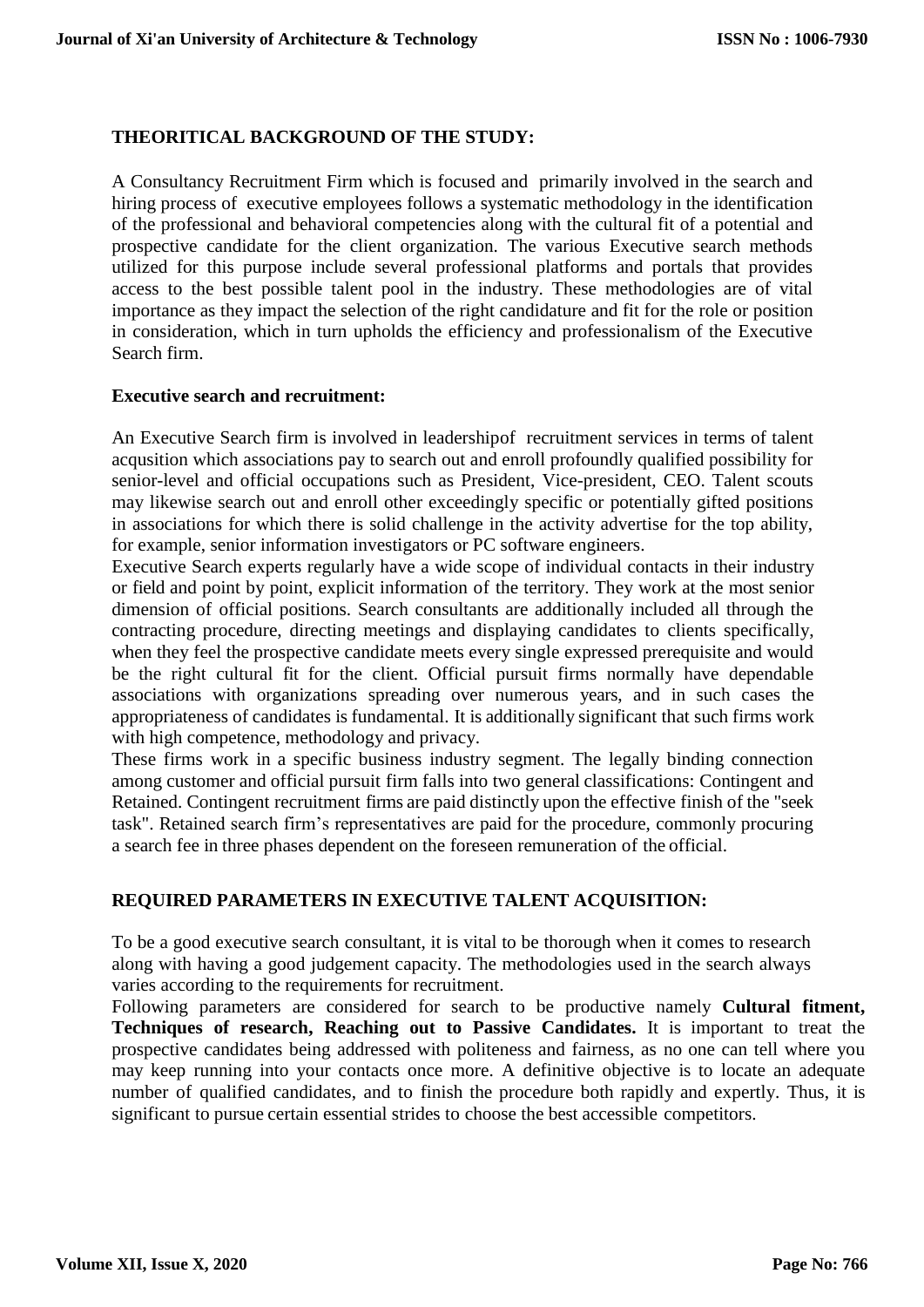## THEORITICAL BACKGROUND OF THE STUDY:

A Consultancy Recruitment Firm which is focused and primarily involved in the search and hiring process of executive employees follows a systematic methodology in the identification of the professional and behavioral competencies along with the cultural fit of a potential and prospective candidate for the client organization. The various Executive search methods utilized for this purpose include several professional platforms and portals that provides access to the best possible talent pool in the industry. These methodologies are of vital importance as they impact the selection of the right candidature and fit for the role or position in consideration, which in turn upholds the efficiency and professionalism of the Executive Search firm.

### Executive search and recruitment:

An Executive Search firm is involved in leadershipof recruitment services in terms of talent acqusition which associations pay to search out and enroll profoundly qualified possibility for senior-level and official occupations such as President, Vice-president, CEO. Talent scouts may likewise search out and enroll other exceedingly specific or potentially gifted positions in associations for which there is solid challenge in the activity advertise for the top ability, for example, senior information investigators or PC software engineers.

Executive Search experts regularly have a wide scope of individual contacts in their industry or field and point by point, explicit information of the territory. They work at the most senior dimension of official positions. Search consultants are additionally included all through the contracting procedure, directing meetings and displaying candidates to clients specifically, when they feel the prospective candidate meets every single expressed prerequisite and would be the right cultural fit for the client. Official pursuit firms normally have dependable associations with organizations spreading over numerous years, and in such cases the appropriateness of candidates is fundamental. It is additionally significant that such firms work with high competence, methodology and privacy.

These firms work in a specific business industry segment. The legally binding connection among customer and official pursuit firm falls into two general classifications: Contingent and Retained. Contingent recruitment firms are paid distinctly upon the effective finish of the "seek task". Retained search firm's representatives are paid for the procedure, commonly procuring a search fee in three phases dependent on the foreseen remuneration of the official.

## REQUIRED PARAMETERS IN EXECUTIVE TALENT ACQUISITION:

To be a good executive search consultant, it is vital to be thorough when it comes to research along with having a good judgement capacity. The methodologies used in the search always varies according to the requirements for recruitment.

Following parameters are considered for search to be productive namely **Cultural fitment, Techniques of research, Reaching out to Passive Candidates.** It is important to treat the prospective candidates being addressed with politeness and fairness, as no one can tell where you may keep running into your contacts once more. A definitive objective is to locate an adequate number of qualified candidates, and to finish the procedure both rapidly and expertly. Thus, it is significant to pursue certain essential strides to choose the best accessible competitors.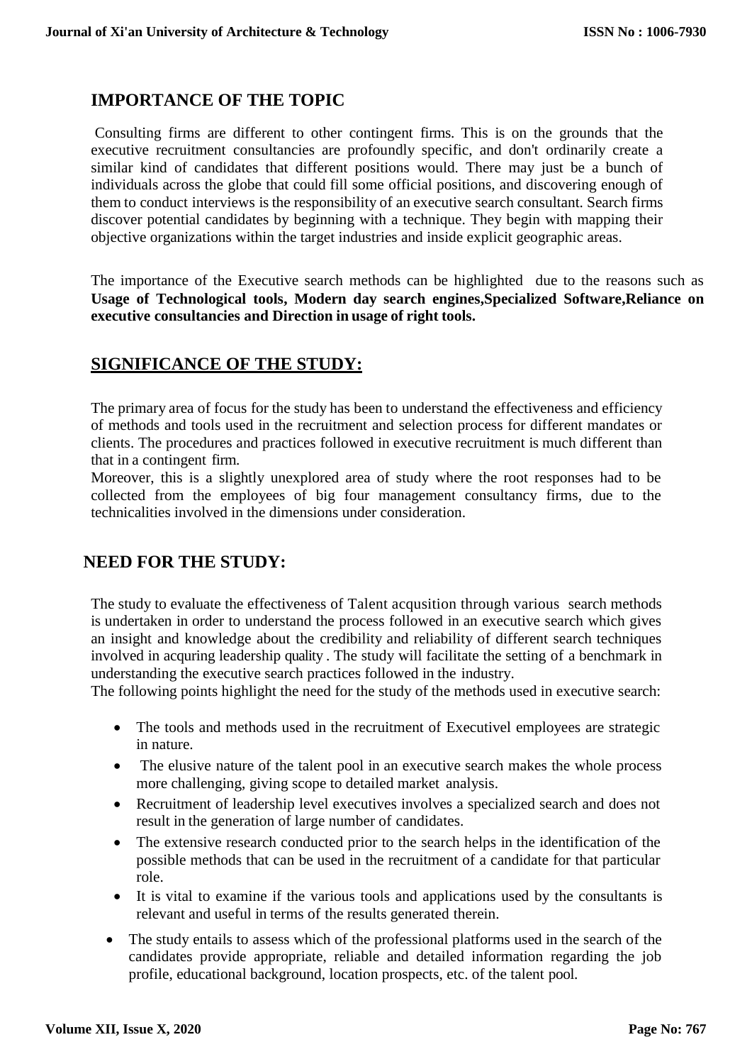## IMPORTANCE OF THE TOPIC

Consulting firms are different to other contingent firms. This is on the grounds that the executive recruitment consultancies are profoundly specific, and don't ordinarily create a similar kind of candidates that different positions would. There may just be a bunch of individuals across the globe that could fill some official positions, and discovering enough of them to conduct interviews is the responsibility of an executive search consultant. Search firms discover potential candidates by beginning with a technique. They begin with mapping their objective organizations within the target industries and inside explicit geographic areas.

The importance of the Executive search methods can be highlighted due to the reasons such as **Usage of Technological tools, Modern day search engines,Specialized Software,Reliance on executive consultancies and Direction in usage of right tools.**

## SIGNIFICANCE OF THE STUDY:

The primary area of focus for the study has been to understand the effectiveness and efficiency of methods and tools used in the recruitment and selection process for different mandates or clients. The procedures and practices followed in executive recruitment is much different than that in a contingent firm.

Moreover, this is a slightly unexplored area of study where the root responses had to be collected from the employees of big four management consultancy firms, due to the technicalities involved in the dimensions under consideration.

## NEED FOR THE STUDY:

The study to evaluate the effectiveness of Talent acqusition through various search methods is undertaken in order to understand the process followed in an executive search which gives an insight and knowledge about the credibility and reliability of different search techniques involved in acquring leadership quality . The study will facilitate the setting of a benchmark in understanding the executive search practices followed in the industry.

The following points highlight the need for the study of the methods used in executive search:

- The tools and methods used in the recruitment of Executivel employees are strategic in nature.
- The elusive nature of the talent pool in an executive search makes the whole process more challenging, giving scope to detailed market analysis.
- Recruitment of leadership level executives involves a specialized search and does not result in the generation of large number of candidates.
- The extensive research conducted prior to the search helps in the identification of the possible methods that can be used in the recruitment of a candidate for that particular role.
- It is vital to examine if the various tools and applications used by the consultants is relevant and useful in terms of the results generated therein.
- The study entails to assess which of the professional platforms used in the search of the candidates provide appropriate, reliable and detailed information regarding the job profile, educational background, location prospects, etc. of the talent pool.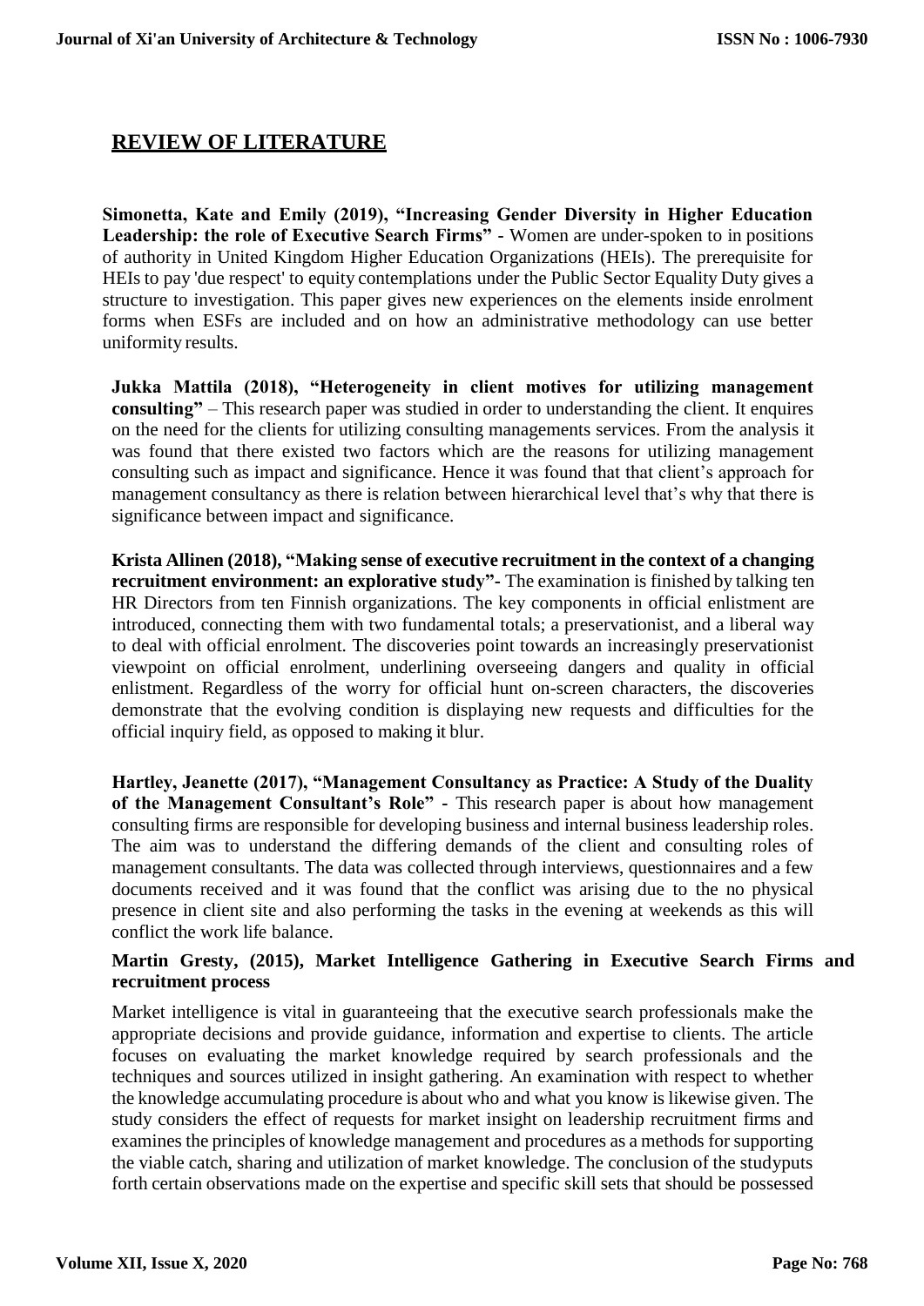## REVIEW OF LITERATURE

**Simonetta, Kate and Emily (2019), "Increasing Gender Diversity in Higher Education Leadership: the role of Executive Search Firms"** - Women are under-spoken to in positions of authority in United Kingdom Higher Education Organizations (HEIs). The prerequisite for HEIs to pay 'due respect' to equity contemplations under the Public Sector Equality Duty gives a structure to investigation. This paper gives new experiences on the elements inside enrolment forms when ESFs are included and on how an administrative methodology can use better uniformity results.

**Jukka Mattila (2018), "Heterogeneity in client motives for utilizing management consulting"** – This research paper was studied in order to understanding the client. It enquires on the need for the clients for utilizing consulting managements services. From the analysis it was found that there existed two factors which are the reasons for utilizing management consulting such as impact and significance. Hence it was found that that client's approach for management consultancy as there is relation between hierarchical level that's why that there is significance between impact and significance.

**Krista Allinen (2018), "Making sense of executive recruitment in the context of a changing recruitment environment: an explorative study"**- The examination is finished by talking ten HR Directors from ten Finnish organizations. The key components in official enlistment are introduced, connecting them with two fundamental totals; a preservationist, and a liberal way to deal with official enrolment. The discoveries point towards an increasingly preservationist viewpoint on official enrolment, underlining overseeing dangers and quality in official enlistment. Regardless of the worry for official hunt on-screen characters, the discoveries demonstrate that the evolving condition is displaying new requests and difficulties for the official inquiry field, as opposed to making it blur.

**Hartley, Jeanette (2017), "Management Consultancy as Practice: A Study of the Duality of the Management Consultant's Role"** - This research paper is about how management consulting firms are responsible for developing business and internal business leadership roles. The aim was to understand the differing demands of the client and consulting roles of management consultants. The data was collected through interviews, questionnaires and a few documents received and it was found that the conflict was arising due to the no physical presence in client site and also performing the tasks in the evening at weekends as this will conflict the work life balance.

**Martin Gresty, (2015), Market Intelligence Gathering in Executive Search Firms and recruitment process**

Market intelligence is vital in guaranteeing that the executive search professionals make the appropriate decisions and provide guidance, information and expertise to clients. The article focuses on evaluating the market knowledge required by search professionals and the techniques and sources utilized in insight gathering. An examination with respect to whether the knowledge accumulating procedure is about who and what you know is likewise given. The study considers the effect of requests for market insight on leadership recruitment firms and examines the principles of knowledge management and procedures as a methods for supporting the viable catch, sharing and utilization of market knowledge. The conclusion of the studyputs forth certain observations made on the expertise and specific skill sets that should be possessed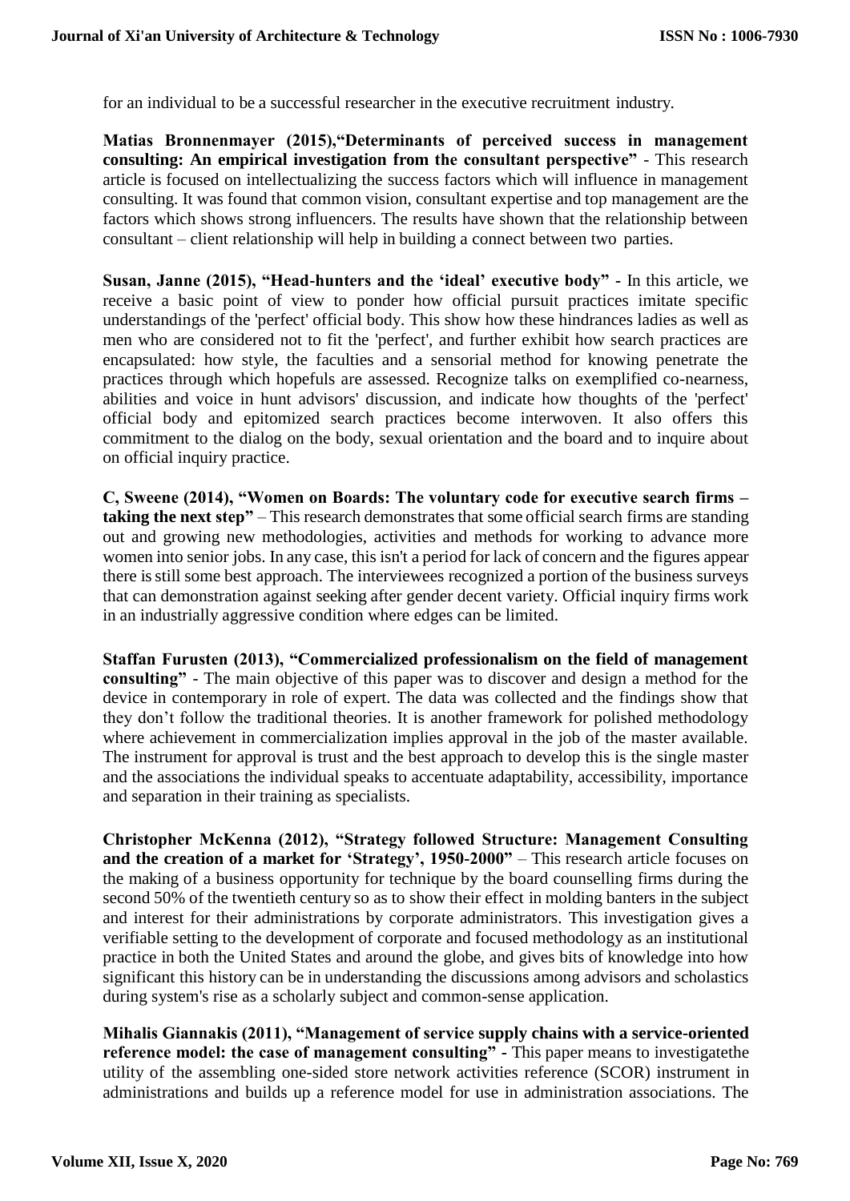for an individual to be a successful researcher in the executive recruitment industry.

**Matias Bronnenmayer (2015),"Determinants of perceived success in management consulting: An empirical investigation from the consultant perspective"** - This research article is focused on intellectualizing the success factors which will influence in management consulting. It was found that common vision, consultant expertise and top management are the factors which shows strong influencers. The results have shown that the relationship between consultant – client relationship will help in building a connect between two parties.

**Susan, Janne (2015), "Head-hunters and the 'ideal' executive body"** - In this article, we receive a basic point of view to ponder how official pursuit practices imitate specific understandings of the 'perfect' official body. This show how these hindrances ladies as well as men who are considered not to fit the 'perfect', and further exhibit how search practices are encapsulated: how style, the faculties and a sensorial method for knowing penetrate the practices through which hopefuls are assessed. Recognize talks on exemplified co-nearness, abilities and voice in hunt advisors' discussion, and indicate how thoughts of the 'perfect' official body and epitomized search practices become interwoven. It also offers this commitment to the dialog on the body, sexual orientation and the board and to inquire about on official inquiry practice.

**C, Sweene (2014), "Women on Boards: The voluntary code for executive search firms – taking the next step"** – This research demonstrates that some official search firms are standing out and growing new methodologies, activities and methods for working to advance more women into senior jobs. In any case, this isn't a period for lack of concern and the figures appear there is still some best approach. The interviewees recognized a portion of the business surveys that can demonstration against seeking after gender decent variety. Official inquiry firms work in an industrially aggressive condition where edges can be limited.

**Staffan Furusten (2013), "Commercialized professionalism on the field of management consulting"** - The main objective of this paper was to discover and design a method for the device in contemporary in role of expert. The data was collected and the findings show that they don't follow the traditional theories. It is another framework for polished methodology where achievement in commercialization implies approval in the job of the master available. The instrument for approval is trust and the best approach to develop this is the single master and the associations the individual speaks to accentuate adaptability, accessibility, importance and separation in their training as specialists.

**Christopher McKenna (2012), "Strategy followed Structure: Management Consulting and the creation of a market for 'Strategy', 1950-2000"** – This research article focuses on the making of a business opportunity for technique by the board counselling firms during the second 50% of the twentieth century so as to show their effect in molding banters in the subject and interest for their administrations by corporate administrators. This investigation gives a verifiable setting to the development of corporate and focused methodology as an institutional practice in both the United States and around the globe, and gives bits of knowledge into how significant this history can be in understanding the discussions among advisors and scholastics during system's rise as a scholarly subject and common-sense application.

**Mihalis Giannakis (2011), "Management of service supply chains with a service-oriented reference model: the case of management consulting"** - This paper means to investigatethe utility of the assembling one-sided store network activities reference (SCOR) instrument in administrations and builds up a reference model for use in administration associations. The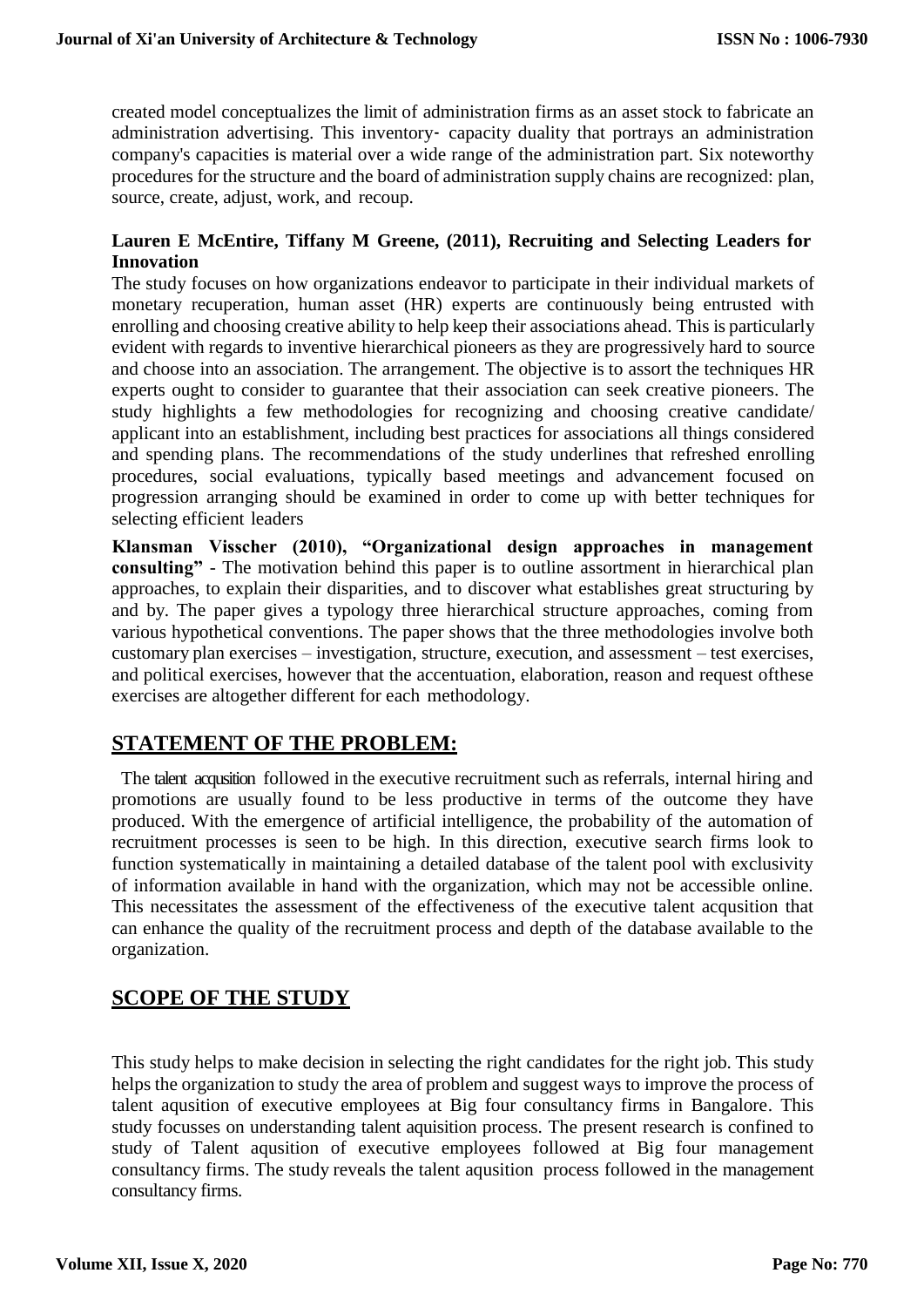created model conceptualizes the limit of administration firms as an asset stock to fabricate an administration advertising. This inventory‐ capacity duality that portrays an administration company's capacities is material over a wide range of the administration part. Six noteworthy procedures for the structure and the board of administration supply chains are recognized: plan, source, create, adjust, work, and recoup.

**Lauren E McEntire, Tiffany M Greene, (2011), Recruiting and Selecting Leaders for Innovation**

The study focuses on how organizations endeavor to participate in their individual markets of monetary recuperation, human asset (HR) experts are continuously being entrusted with enrolling and choosing creative ability to help keep their associations ahead. This is particularly evident with regards to inventive hierarchical pioneers as they are progressively hard to source and choose into an association. The arrangement. The objective is to assort the techniques HR experts ought to consider to guarantee that their association can seek creative pioneers. The study highlights a few methodologies for recognizing and choosing creative candidate/ applicant into an establishment, including best practices for associations all things considered and spending plans. The recommendations of the study underlines that refreshed enrolling procedures, social evaluations, typically based meetings and advancement focused on progression arranging should be examined in order to come up with better techniques for selecting efficient leaders

**Klansman Visscher (2010), "Organizational design approaches in management consulting"** - The motivation behind this paper is to outline assortment in hierarchical plan approaches, to explain their disparities, and to discover what establishes great structuring by and by. The paper gives a typology three hierarchical structure approaches, coming from various hypothetical conventions. The paper shows that the three methodologies involve both customary plan exercises – investigation, structure, execution, and assessment – test exercises, and political exercises, however that the accentuation, elaboration, reason and request ofthese exercises are altogether different for each methodology.

## STATEMENT OF THE PROBLEM:

The talent acqusition followed in the executive recruitment such as referrals, internal hiring and promotions are usually found to be less productive in terms of the outcome they have produced. With the emergence of artificial intelligence, the probability of the automation of recruitment processes is seen to be high. In this direction, executive search firms look to function systematically in maintaining a detailed database of the talent pool with exclusivity of information available in hand with the organization, which may not be accessible online. This necessitates the assessment of the effectiveness of the executive talent acqusition that can enhance the quality of the recruitment process and depth of the database available to the organization.

## SCOPE OF THE STUDY

This study helps to make decision in selecting the right candidates for the right job. This study helps the organization to study the area of problem and suggest ways to improve the process of talent aqusition of executive employees at Big four consultancy firms in Bangalore. This study focusses on understanding talent aquisition process. The present research is confined to study of Talent aqusition of executive employees followed at Big four management consultancy firms. The study reveals the talent aqusition process followed in the management consultancy firms.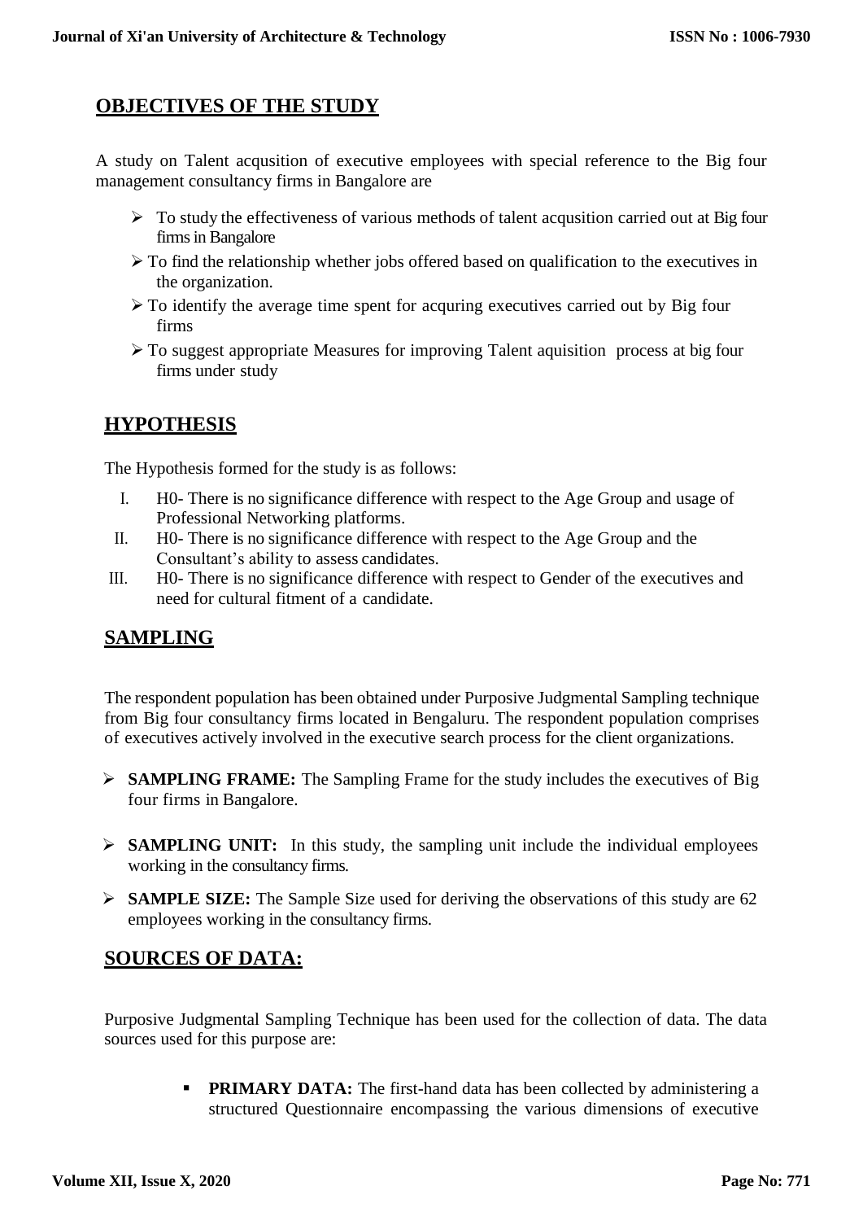## OBJECTIVES OF THE STUDY

A study on Talent acqusition of executive employees with special reference to the Big four management consultancy firms in Bangalore are

- To study the effectiveness of various methods of talent acqusition carried out at Big four firms in Bangalore
- To find the relationship whether jobs offered based on qualification to the executives in the organization.
- To identify the average time spent for acquring executives carried out by Big four firms
- To suggest appropriate Measures for improving Talent aquisition process at big four firms under study

## HYPOTHESIS

The Hypothesis formed for the study is as follows:

I. H0- There is no significance difference with respect to the Age Group and usage of Professional Networking platforms.
II. H0- There is no significance difference with respect to the Age Group and the Consultant's ability to assess candidates.
III. H0- There is no significance difference with respect to Gender of the executives and need for cultural fitment of a candidate.

## SAMPLING

The respondent population has been obtained under Purposive Judgmental Sampling technique from Big four consultancy firms located in Bengaluru. The respondent population comprises of executives actively involved in the executive search process for the client organizations.

- **SAMPLING FRAME:** The Sampling Frame for the study includes the executives of Big four firms in Bangalore.
- **SAMPLING UNIT:** In this study, the sampling unit include the individual employees working in the consultancy firms.
- **SAMPLE SIZE:** The Sample Size used for deriving the observations of this study are 62 employees working in the consultancy firms.

## SOURCES OF DATA:

Purposive Judgmental Sampling Technique has been used for the collection of data. The data sources used for this purpose are:

- **PRIMARY DATA:** The first-hand data has been collected by administering a structured Questionnaire encompassing the various dimensions of executive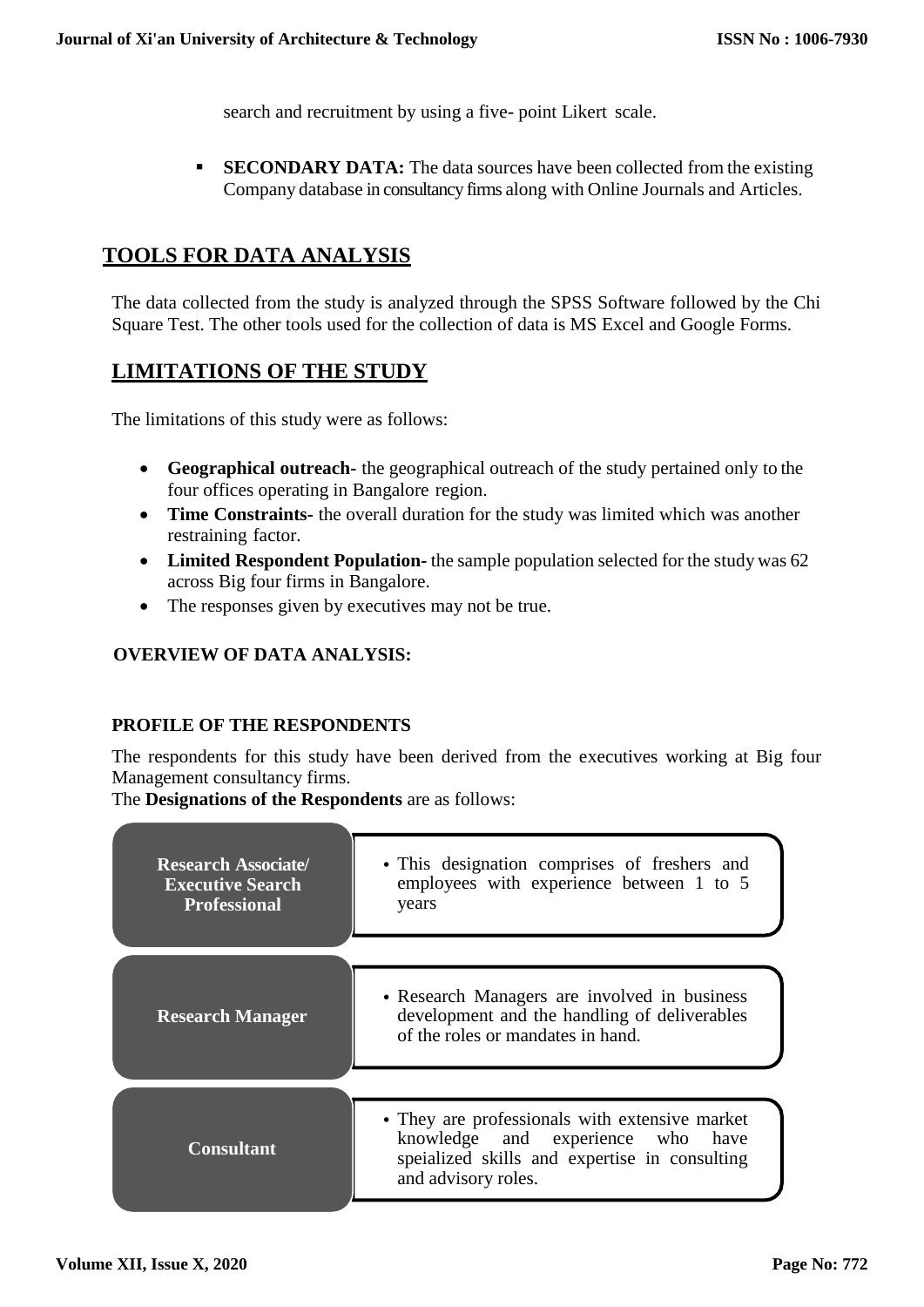search and recruitment by using a five- point Likert scale.

- **SECONDARY DATA:** The data sources have been collected from the existing Company database in consultancy firms along with Online Journals and Articles.

## TOOLS FOR DATA ANALYSIS

The data collected from the study is analyzed through the SPSS Software followed by the Chi Square Test. The other tools used for the collection of data is MS Excel and Google Forms.

## LIMITATIONS OF THE STUDY

The limitations of this study were as follows:

- **Geographical outreach-** the geographical outreach of the study pertained only to the four offices operating in Bangalore region.
- **Time Constraints-** the overall duration for the study was limited which was another restraining factor.
- **Limited Respondent Population-** the sample population selected for the study was 62 across Big four firms in Bangalore.
- The responses given by executives may not be true.

### OVERVIEW OF DATA ANALYSIS:

### PROFILE OF THE RESPONDENTS

The respondents for this study have been derived from the executives working at Big four Management consultancy firms.

The **Designations of the Respondents** are as follows:

| Designation | Description |
|---|---|
| **Research Associate/ Executive Search Professional** | This designation comprises of freshers and employees with experience between 1 to 5 years |
| **Research Manager** | Research Managers are involved in business development and the handling of deliverables of the roles or mandates in hand. |
| **Consultant** | They are professionals with extensive market knowledge and experience who have speialized skills and expertise in consulting and advisory roles. |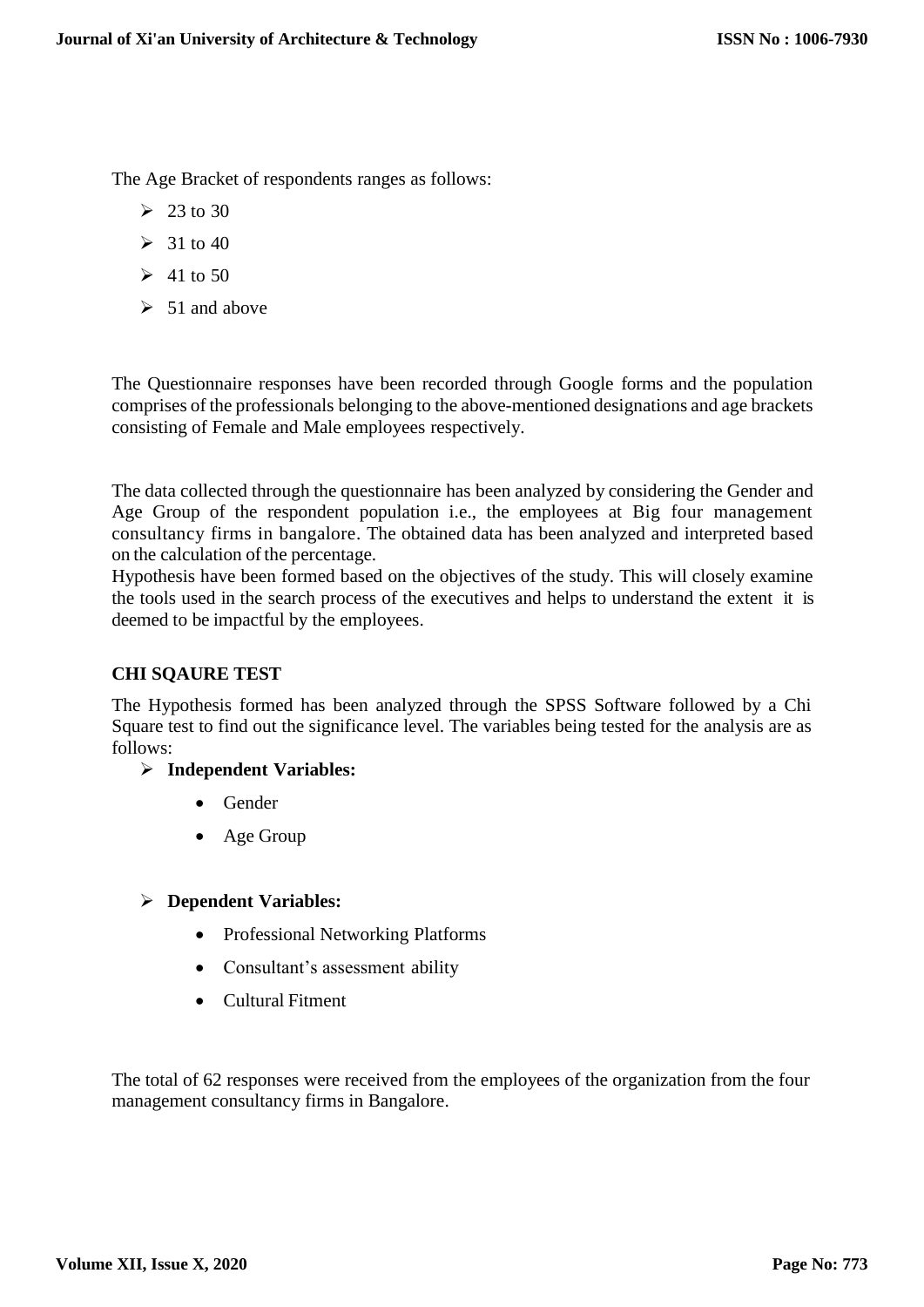The Age Bracket of respondents ranges as follows:

- 23 to 30
- 31 to 40
- 41 to 50
- 51 and above

The Questionnaire responses have been recorded through Google forms and the population comprises of the professionals belonging to the above-mentioned designations and age brackets consisting of Female and Male employees respectively.

The data collected through the questionnaire has been analyzed by considering the Gender and Age Group of the respondent population i.e., the employees at Big four management consultancy firms in bangalore. The obtained data has been analyzed and interpreted based on the calculation of the percentage.
Hypothesis have been formed based on the objectives of the study. This will closely examine the tools used in the search process of the executives and helps to understand the extent it is deemed to be impactful by the employees.

### CHI SQAURE TEST

The Hypothesis formed has been analyzed through the SPSS Software followed by a Chi Square test to find out the significance level. The variables being tested for the analysis are as follows:

- **Independent Variables:**
  - Gender
  - Age Group

- **Dependent Variables:**
  - Professional Networking Platforms
  - Consultant's assessment ability
  - Cultural Fitment

The total of 62 responses were received from the employees of the organization from the four management consultancy firms in Bangalore.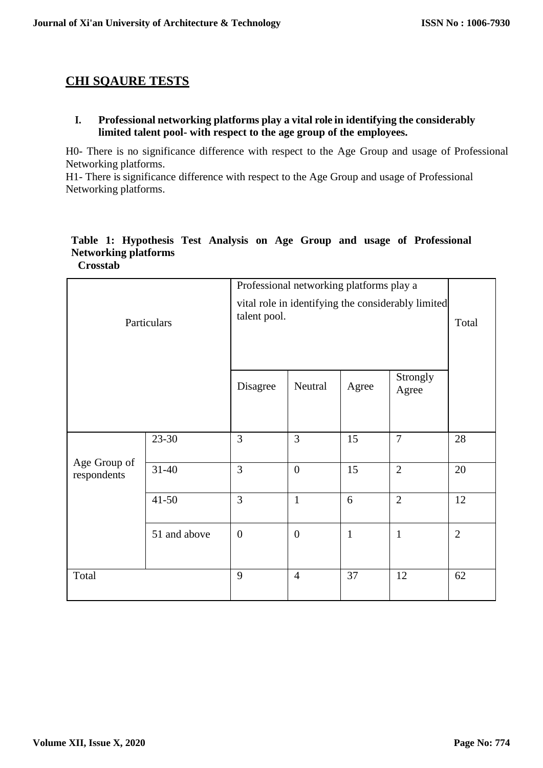## CHI SQAURE TESTS

**I. Professional networking platforms play a vital role in identifying the considerably limited talent pool- with respect to the age group of the employees.**

H0- There is no significance difference with respect to the Age Group and usage of Professional Networking platforms.
H1- There is significance difference with respect to the Age Group and usage of Professional Networking platforms.

**Table 1: Hypothesis Test Analysis on Age Group and usage of Professional Networking platforms**
**Crosstab**

| Particulars | | Professional networking platforms play a vital role in identifying the considerably limited talent pool. | | | | Total |
|---|---|---|---|---|---|---|
| | | Disagree | Neutral | Agree | Strongly Agree | |
| Age Group of respondents | 23-30 | 3 | 3 | 15 | 7 | 28 |
| | 31-40 | 3 | 0 | 15 | 2 | 20 |
| | 41-50 | 3 | 1 | 6 | 2 | 12 |
| | 51 and above | 0 | 0 | 1 | 1 | 2 |
| Total | | 9 | 4 | 37 | 12 | 62 |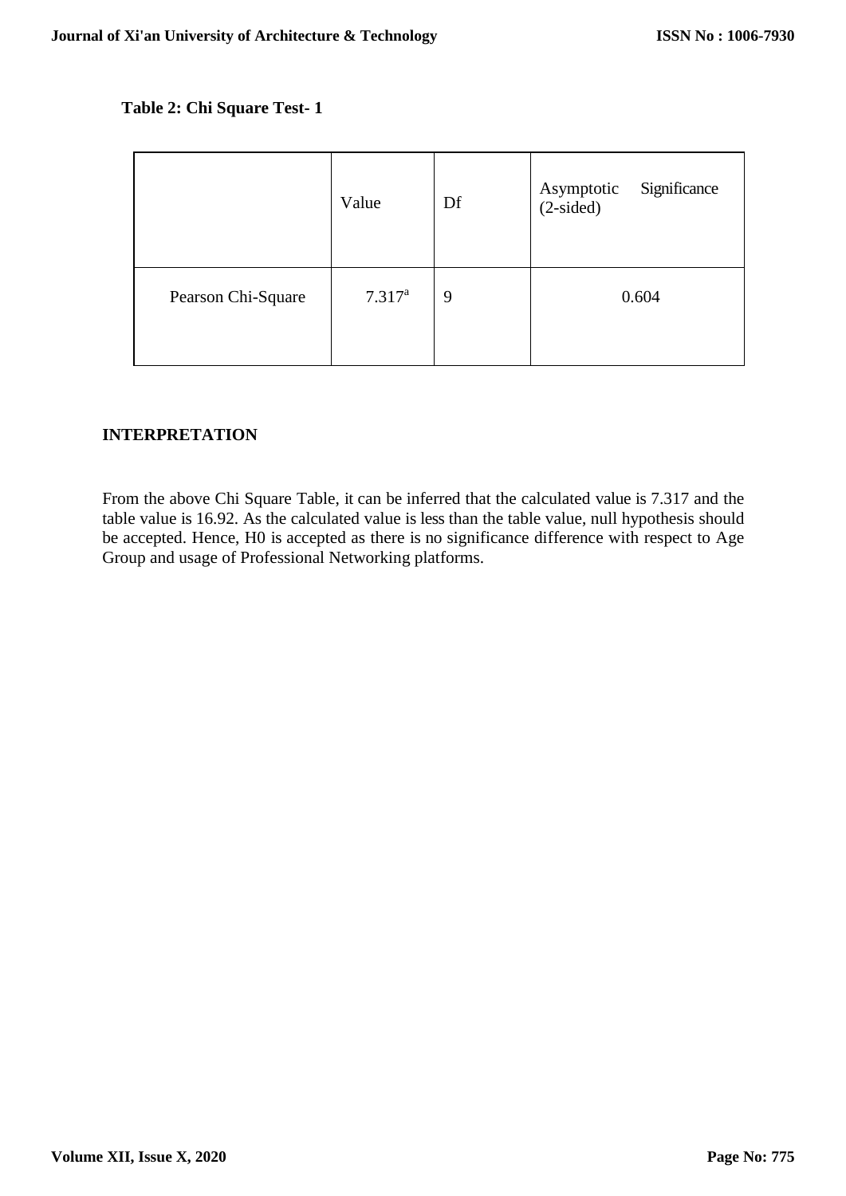**Table 2: Chi Square Test- 1**

| | Value | Df | Asymptotic Significance (2-sided) |
|---|---|---|---|
| Pearson Chi-Square | 7.317[a] | 9 | 0.604 |

**INTERPRETATION**

From the above Chi Square Table, it can be inferred that the calculated value is 7.317 and the table value is 16.92. As the calculated value is less than the table value, null hypothesis should be accepted. Hence, H0 is accepted as there is no significance difference with respect to Age Group and usage of Professional Networking platforms.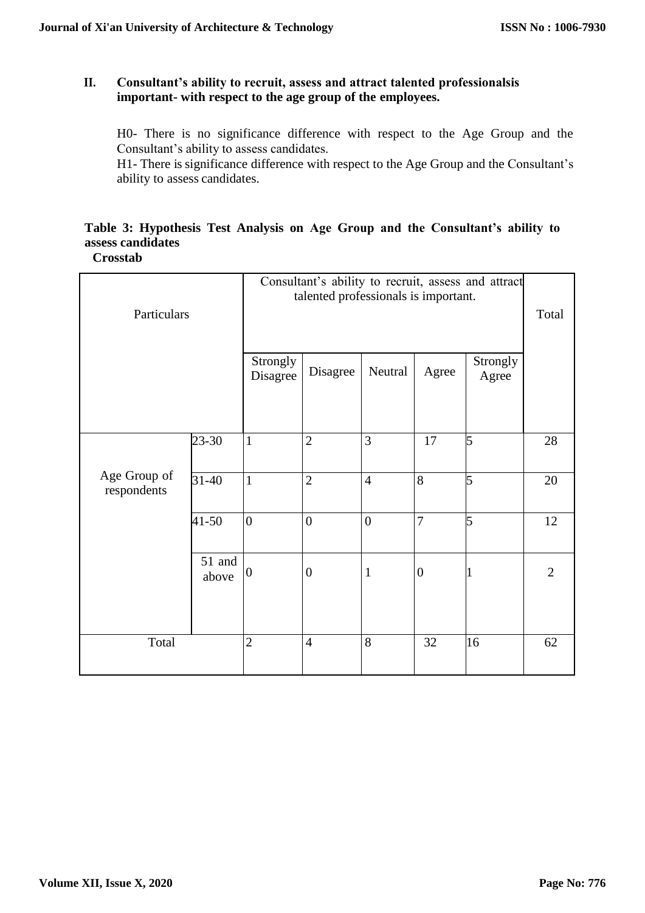**II. Consultant's ability to recruit, assess and attract talented professionalsis important- with respect to the age group of the employees.**

H0- There is no significance difference with respect to the Age Group and the Consultant's ability to assess candidates.

H1- There is significance difference with respect to the Age Group and the Consultant's ability to assess candidates.

**Table 3: Hypothesis Test Analysis on Age Group and the Consultant's ability to assess candidates**

**Crosstab**

| Particulars | | Consultant's ability to recruit, assess and attract talented professionals is important. | | | | | Total |
|---|---|---|---|---|---|---|---|
| | | Strongly Disagree | Disagree | Neutral | Agree | Strongly Agree | |
| Age Group of respondents | 23-30 | 1 | 2 | 3 | 17 | 5 | 28 |
| | 31-40 | 1 | 2 | 4 | 8 | 5 | 20 |
| | 41-50 | 0 | 0 | 0 | 7 | 5 | 12 |
| | 51 and above | 0 | 0 | 1 | 0 | 1 | 2 |
| Total | | 2 | 4 | 8 | 32 | 16 | 62 |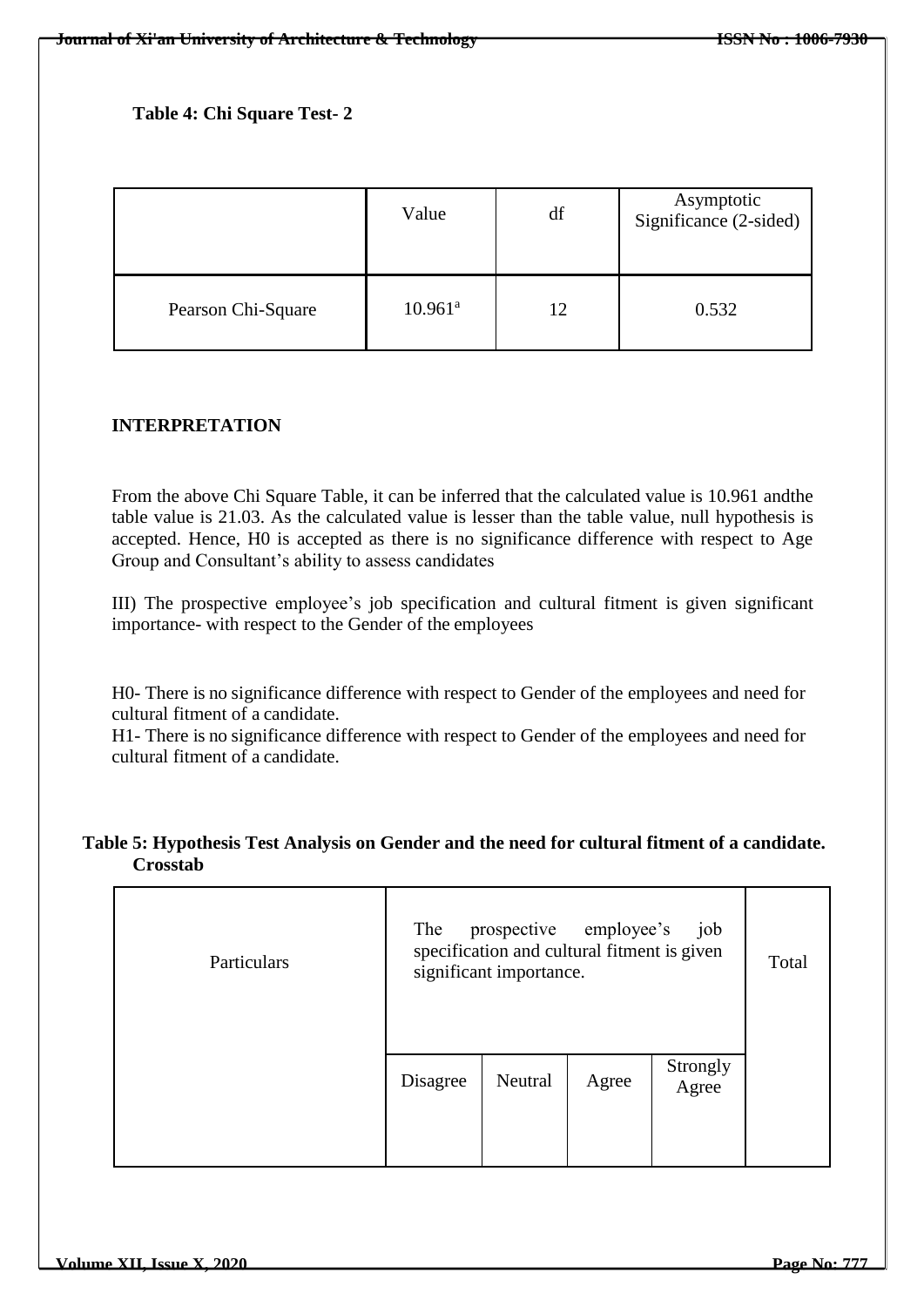**Table 4: Chi Square Test- 2**

| | Value | df | Asymptotic Significance (2-sided) |
|---|---|---|---|
| Pearson Chi-Square | 10.961[a] | 12 | 0.532 |

**INTERPRETATION**

From the above Chi Square Table, it can be inferred that the calculated value is 10.961 andthe table value is 21.03. As the calculated value is lesser than the table value, null hypothesis is accepted. Hence, H0 is accepted as there is no significance difference with respect to Age Group and Consultant's ability to assess candidates

III) The prospective employee's job specification and cultural fitment is given significant importance- with respect to the Gender of the employees

H0- There is no significance difference with respect to Gender of the employees and need for cultural fitment of a candidate.
H1- There is no significance difference with respect to Gender of the employees and need for cultural fitment of a candidate.

**Table 5: Hypothesis Test Analysis on Gender and the need for cultural fitment of a candidate. Crosstab**

| Particulars | The prospective employee's job specification and cultural fitment is given significant importance. | | | | Total |
|---|---|---|---|---|---|
| | Disagree | Neutral | Agree | Strongly Agree | |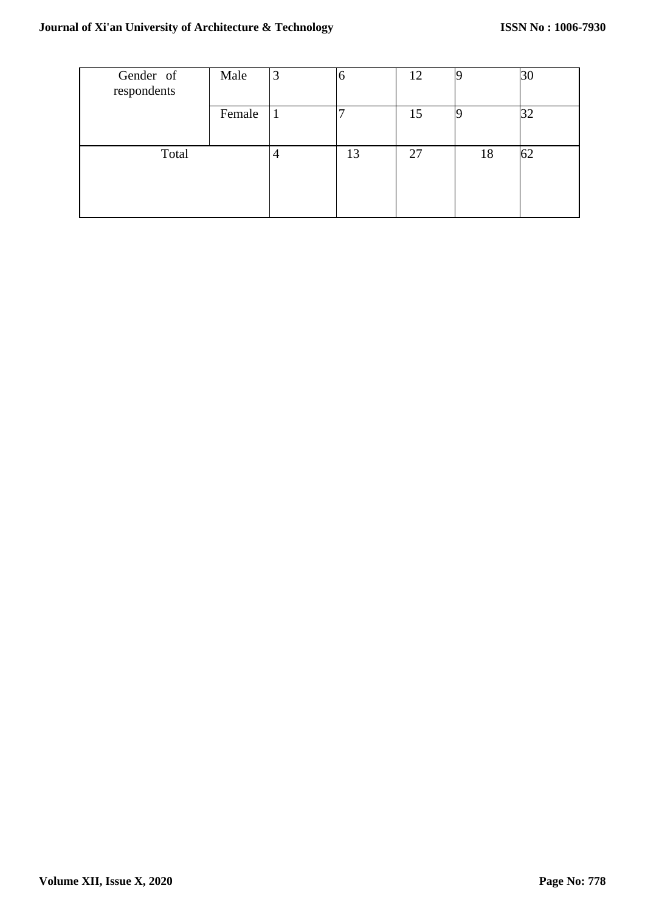| Gender of respondents | Male | 3 | 6 | 12 | 9 | 30 |
|---|---|---|---|---|---|---|
| | Female | 1 | 7 | 15 | 9 | 32 |
| Total | | 4 | 13 | 27 | 18 | 62 |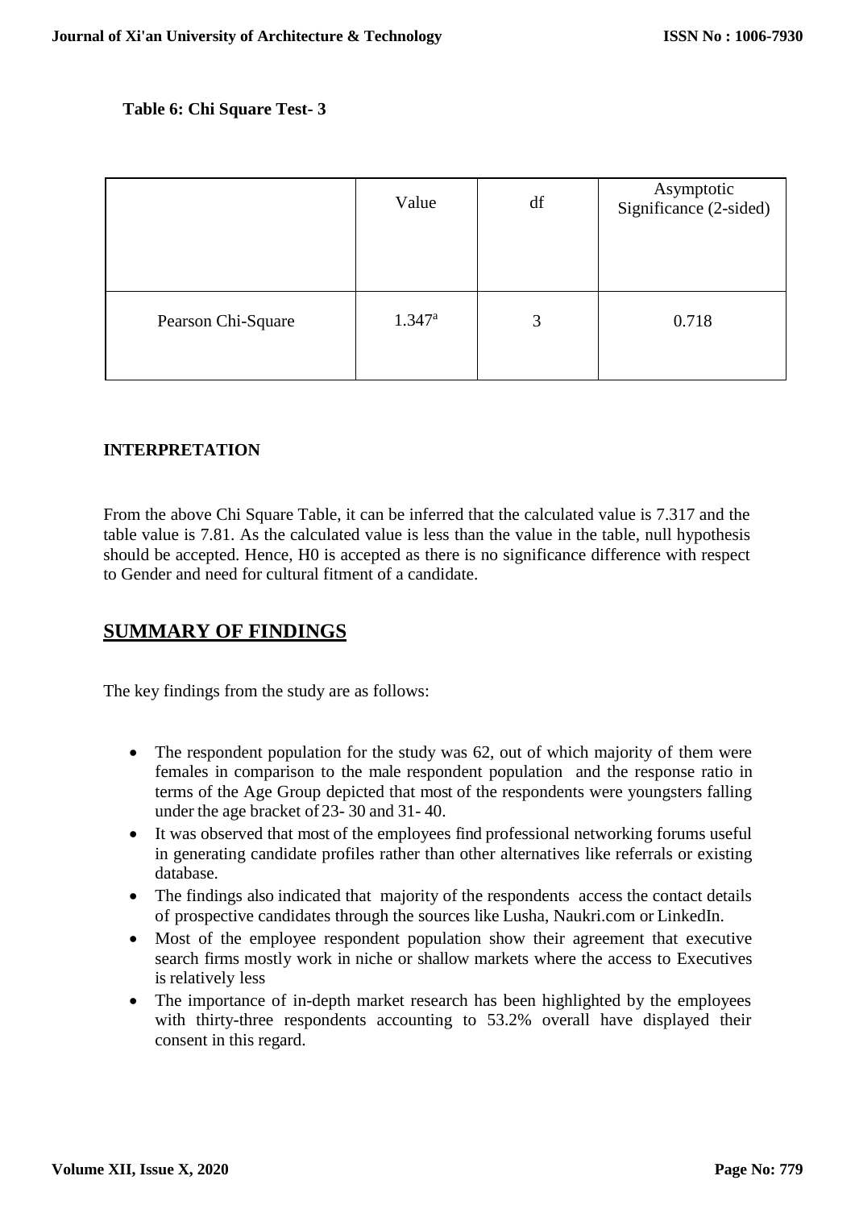**Table 6: Chi Square Test- 3**

|  | Value | df | Asymptotic Significance (2-sided) |
|---|---|---|---|
| Pearson Chi-Square | 1.347[a] | 3 | 0.718 |

**INTERPRETATION**

From the above Chi Square Table, it can be inferred that the calculated value is 7.317 and the table value is 7.81. As the calculated value is less than the value in the table, null hypothesis should be accepted. Hence, H0 is accepted as there is no significance difference with respect to Gender and need for cultural fitment of a candidate.

## **SUMMARY OF FINDINGS**

The key findings from the study are as follows:

- The respondent population for the study was 62, out of which majority of them were females in comparison to the male respondent population and the response ratio in terms of the Age Group depicted that most of the respondents were youngsters falling under the age bracket of 23- 30 and 31- 40.
- It was observed that most of the employees find professional networking forums useful in generating candidate profiles rather than other alternatives like referrals or existing database.
- The findings also indicated that majority of the respondents access the contact details of prospective candidates through the sources like Lusha, Naukri.com or LinkedIn.
- Most of the employee respondent population show their agreement that executive search firms mostly work in niche or shallow markets where the access to Executives is relatively less
- The importance of in-depth market research has been highlighted by the employees with thirty-three respondents accounting to 53.2% overall have displayed their consent in this regard.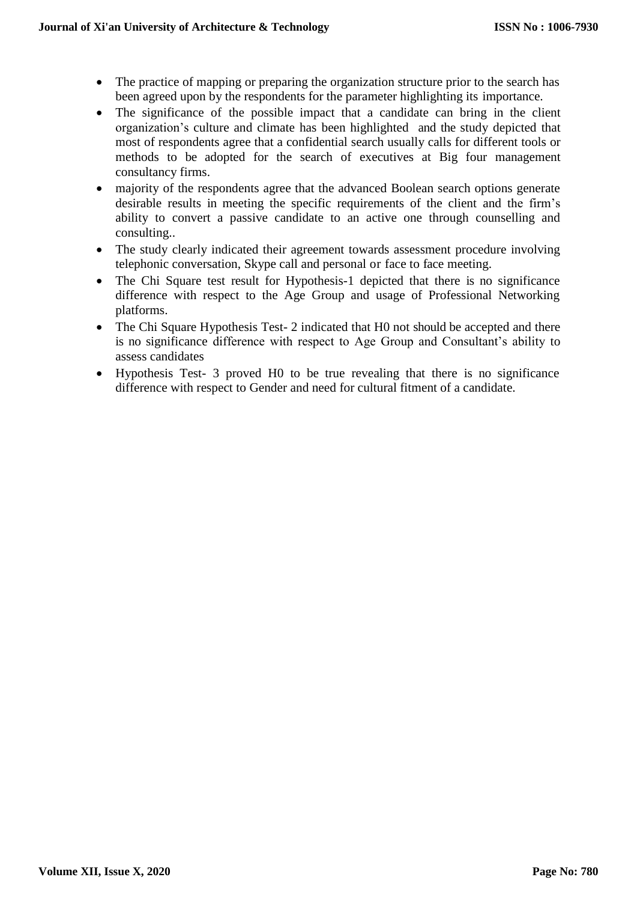- The practice of mapping or preparing the organization structure prior to the search has been agreed upon by the respondents for the parameter highlighting its importance.
- The significance of the possible impact that a candidate can bring in the client organization's culture and climate has been highlighted and the study depicted that most of respondents agree that a confidential search usually calls for different tools or methods to be adopted for the search of executives at Big four management consultancy firms.
- majority of the respondents agree that the advanced Boolean search options generate desirable results in meeting the specific requirements of the client and the firm's ability to convert a passive candidate to an active one through counselling and consulting..
- The study clearly indicated their agreement towards assessment procedure involving telephonic conversation, Skype call and personal or face to face meeting.
- The Chi Square test result for Hypothesis-1 depicted that there is no significance difference with respect to the Age Group and usage of Professional Networking platforms.
- The Chi Square Hypothesis Test- 2 indicated that H0 not should be accepted and there is no significance difference with respect to Age Group and Consultant's ability to assess candidates
- Hypothesis Test- 3 proved H0 to be true revealing that there is no significance difference with respect to Gender and need for cultural fitment of a candidate.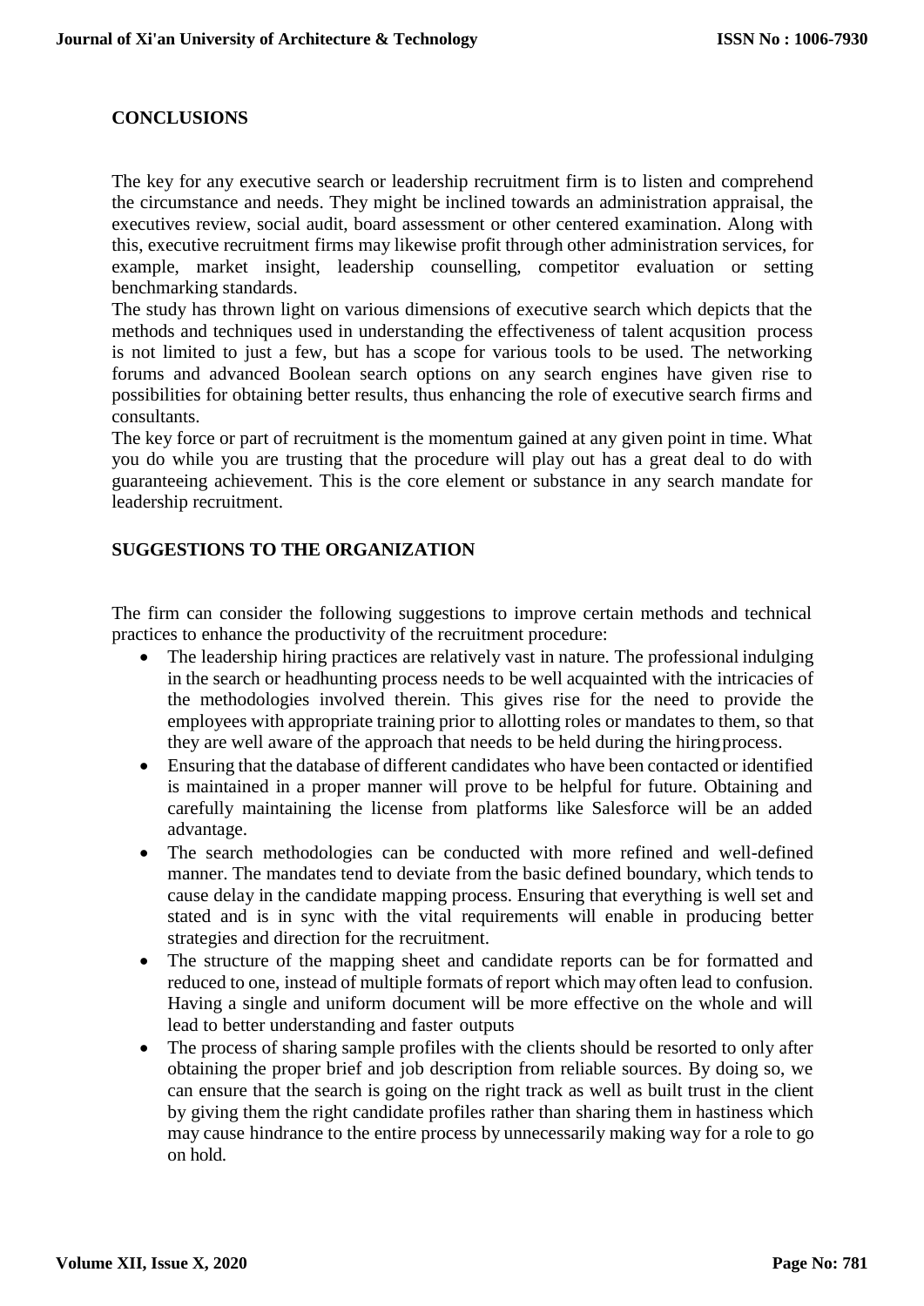## CONCLUSIONS

The key for any executive search or leadership recruitment firm is to listen and comprehend the circumstance and needs. They might be inclined towards an administration appraisal, the executives review, social audit, board assessment or other centered examination. Along with this, executive recruitment firms may likewise profit through other administration services, for example, market insight, leadership counselling, competitor evaluation or setting benchmarking standards.

The study has thrown light on various dimensions of executive search which depicts that the methods and techniques used in understanding the effectiveness of talent acqusition process is not limited to just a few, but has a scope for various tools to be used. The networking forums and advanced Boolean search options on any search engines have given rise to possibilities for obtaining better results, thus enhancing the role of executive search firms and consultants.

The key force or part of recruitment is the momentum gained at any given point in time. What you do while you are trusting that the procedure will play out has a great deal to do with guaranteeing achievement. This is the core element or substance in any search mandate for leadership recruitment.

## SUGGESTIONS TO THE ORGANIZATION

The firm can consider the following suggestions to improve certain methods and technical practices to enhance the productivity of the recruitment procedure:

- The leadership hiring practices are relatively vast in nature. The professional indulging in the search or headhunting process needs to be well acquainted with the intricacies of the methodologies involved therein. This gives rise for the need to provide the employees with appropriate training prior to allotting roles or mandates to them, so that they are well aware of the approach that needs to be held during the hiring process.
- Ensuring that the database of different candidates who have been contacted or identified is maintained in a proper manner will prove to be helpful for future. Obtaining and carefully maintaining the license from platforms like Salesforce will be an added advantage.
- The search methodologies can be conducted with more refined and well-defined manner. The mandates tend to deviate from the basic defined boundary, which tends to cause delay in the candidate mapping process. Ensuring that everything is well set and stated and is in sync with the vital requirements will enable in producing better strategies and direction for the recruitment.
- The structure of the mapping sheet and candidate reports can be for formatted and reduced to one, instead of multiple formats of report which may often lead to confusion. Having a single and uniform document will be more effective on the whole and will lead to better understanding and faster outputs
- The process of sharing sample profiles with the clients should be resorted to only after obtaining the proper brief and job description from reliable sources. By doing so, we can ensure that the search is going on the right track as well as built trust in the client by giving them the right candidate profiles rather than sharing them in hastiness which may cause hindrance to the entire process by unnecessarily making way for a role to go on hold.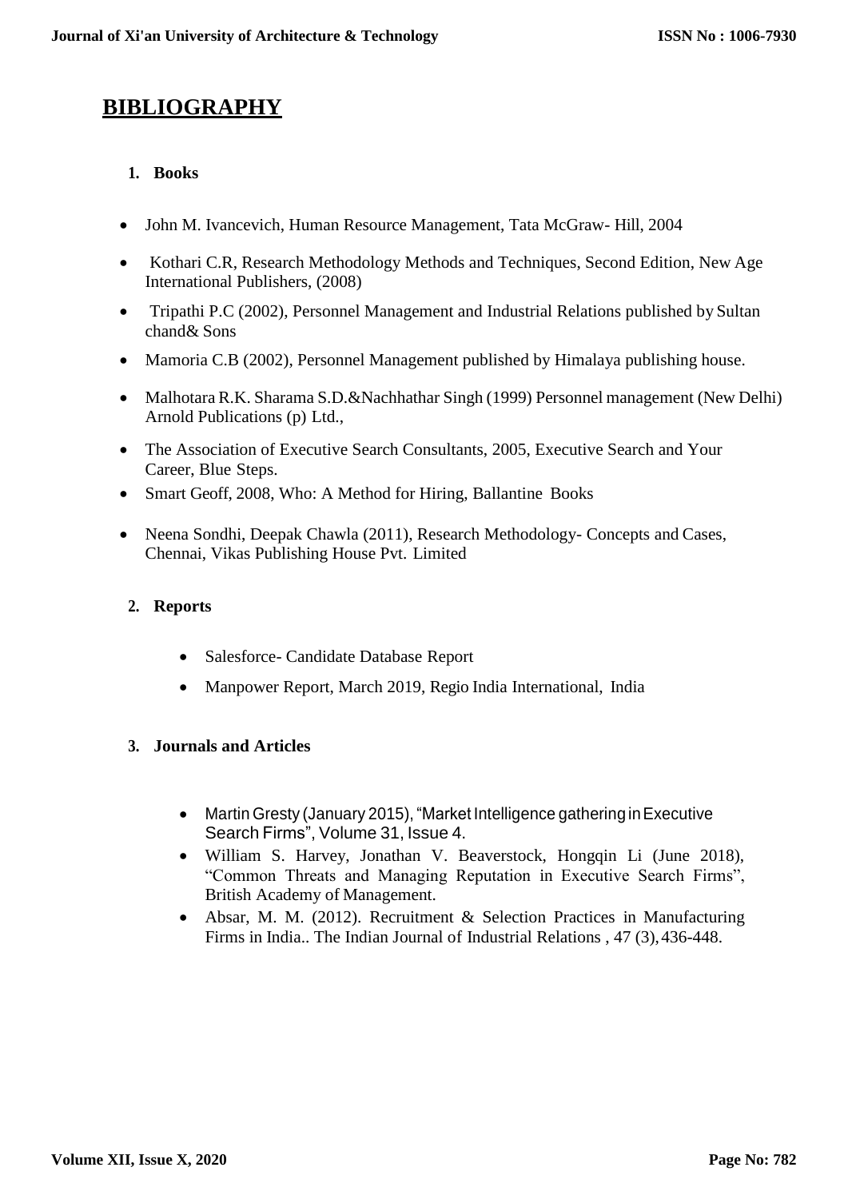# BIBLIOGRAPHY

## 1. Books

- John M. Ivancevich, Human Resource Management, Tata McGraw- Hill, 2004
- Kothari C.R, Research Methodology Methods and Techniques, Second Edition, New Age International Publishers, (2008)
- Tripathi P.C (2002), Personnel Management and Industrial Relations published by Sultan chand& Sons
- Mamoria C.B (2002), Personnel Management published by Himalaya publishing house.
- Malhotara R.K. Sharama S.D.&Nachhathar Singh (1999) Personnel management (New Delhi) Arnold Publications (p) Ltd.,
- The Association of Executive Search Consultants, 2005, Executive Search and Your Career, Blue Steps.
- Smart Geoff, 2008, Who: A Method for Hiring, Ballantine Books
- Neena Sondhi, Deepak Chawla (2011), Research Methodology- Concepts and Cases, Chennai, Vikas Publishing House Pvt. Limited

## 2. Reports

- Salesforce- Candidate Database Report
- Manpower Report, March 2019, Regio India International, India

## 3. Journals and Articles

- Martin Gresty (January 2015), "Market Intelligence gathering in Executive Search Firms", Volume 31, Issue 4.
- William S. Harvey, Jonathan V. Beaverstock, Hongqin Li (June 2018), "Common Threats and Managing Reputation in Executive Search Firms", British Academy of Management.
- Absar, M. M. (2012). Recruitment & Selection Practices in Manufacturing Firms in India.. The Indian Journal of Industrial Relations , 47 (3), 436-448.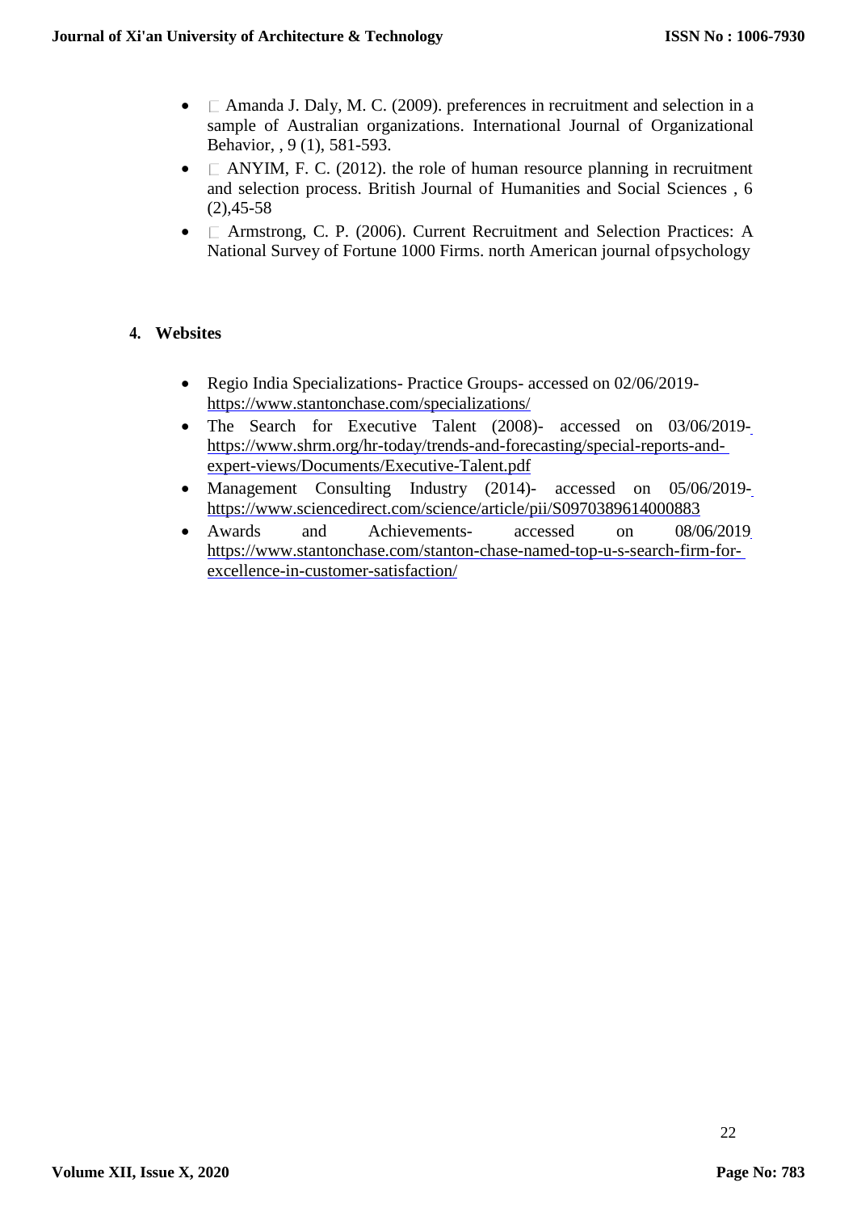- Amanda J. Daly, M. C. (2009). preferences in recruitment and selection in a sample of Australian organizations. International Journal of Organizational Behavior, , 9 (1), 581-593.
- ANYIM, F. C. (2012). the role of human resource planning in recruitment and selection process. British Journal of Humanities and Social Sciences , 6 (2),45-58
- Armstrong, C. P. (2006). Current Recruitment and Selection Practices: A National Survey of Fortune 1000 Firms. north American journal ofpsychology

## 4. Websites

- Regio India Specializations- Practice Groups- accessed on 02/06/2019- https://www.stantonchase.com/specializations/
- The Search for Executive Talent (2008)- accessed on 03/06/2019- https://www.shrm.org/hr-today/trends-and-forecasting/special-reports-and-expert-views/Documents/Executive-Talent.pdf
- Management Consulting Industry (2014)- accessed on 05/06/2019- https://www.sciencedirect.com/science/article/pii/S0970389614000883
- Awards and Achievements- accessed on 08/06/2019 https://www.stantonchase.com/stanton-chase-named-top-u-s-search-firm-for-excellence-in-customer-satisfaction/